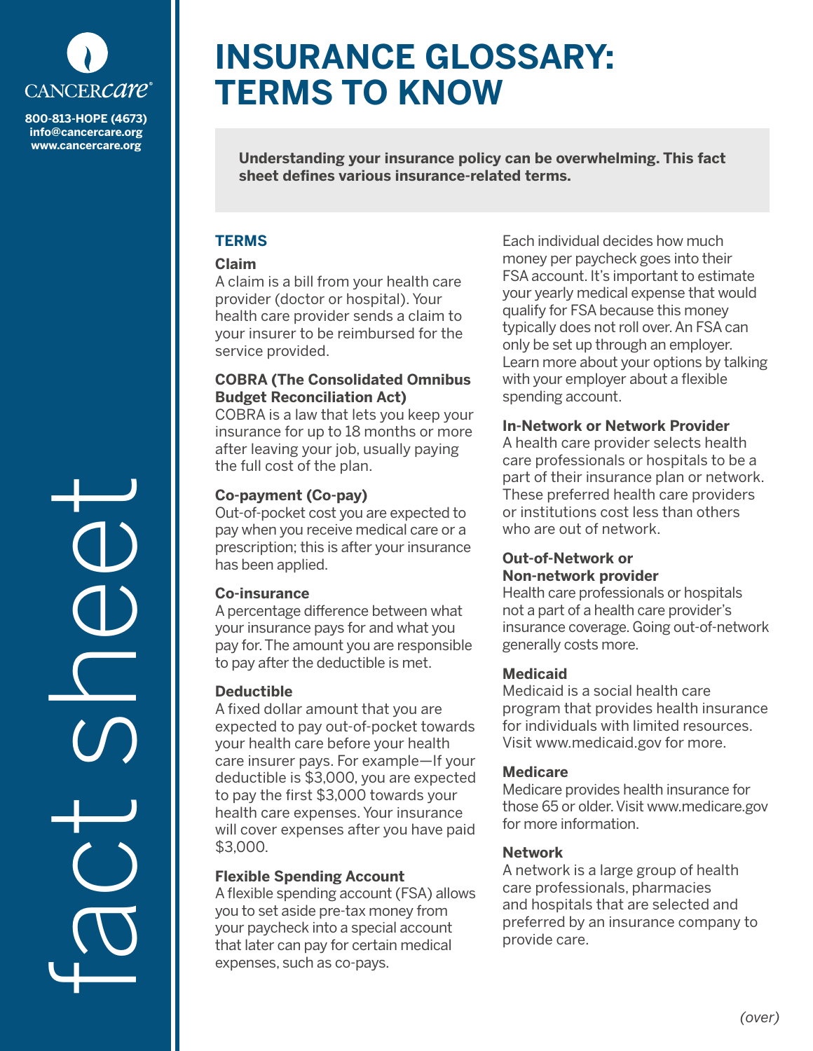CANCERcare®

**800-813-HOPE (4673)**
**info@cancercare.org**
**www.cancercare.org**

fact sheet

# INSURANCE GLOSSARY: TERMS TO KNOW

**Understanding your insurance policy can be overwhelming. This fact sheet defines various insurance-related terms.**

## TERMS

### Claim

A claim is a bill from your health care provider (doctor or hospital). Your health care provider sends a claim to your insurer to be reimbursed for the service provided.

### COBRA (The Consolidated Omnibus Budget Reconciliation Act)

COBRA is a law that lets you keep your insurance for up to 18 months or more after leaving your job, usually paying the full cost of the plan.

### Co-payment (Co-pay)

Out-of-pocket cost you are expected to pay when you receive medical care or a prescription; this is after your insurance has been applied.

### Co-insurance

A percentage difference between what your insurance pays for and what you pay for. The amount you are responsible to pay after the deductible is met.

### Deductible

A fixed dollar amount that you are expected to pay out-of-pocket towards your health care before your health care insurer pays. For example—If your deductible is $3,000, you are expected to pay the first $3,000 towards your health care expenses. Your insurance will cover expenses after you have paid $3,000.

### Flexible Spending Account

A flexible spending account (FSA) allows you to set aside pre-tax money from your paycheck into a special account that later can pay for certain medical expenses, such as co-pays. Each individual decides how much money per paycheck goes into their FSA account. It's important to estimate your yearly medical expense that would qualify for FSA because this money typically does not roll over. An FSA can only be set up through an employer. Learn more about your options by talking with your employer about a flexible spending account.

### In-Network or Network Provider

A health care provider selects health care professionals or hospitals to be a part of their insurance plan or network. These preferred health care providers or institutions cost less than others who are out of network.

### Out-of-Network or Non-network provider

Health care professionals or hospitals not a part of a health care provider's insurance coverage. Going out-of-network generally costs more.

### Medicaid

Medicaid is a social health care program that provides health insurance for individuals with limited resources. Visit www.medicaid.gov for more.

### Medicare

Medicare provides health insurance for those 65 or older. Visit www.medicare.gov for more information.

### Network

A network is a large group of health care professionals, pharmacies and hospitals that are selected and preferred by an insurance company to provide care.

*(over)*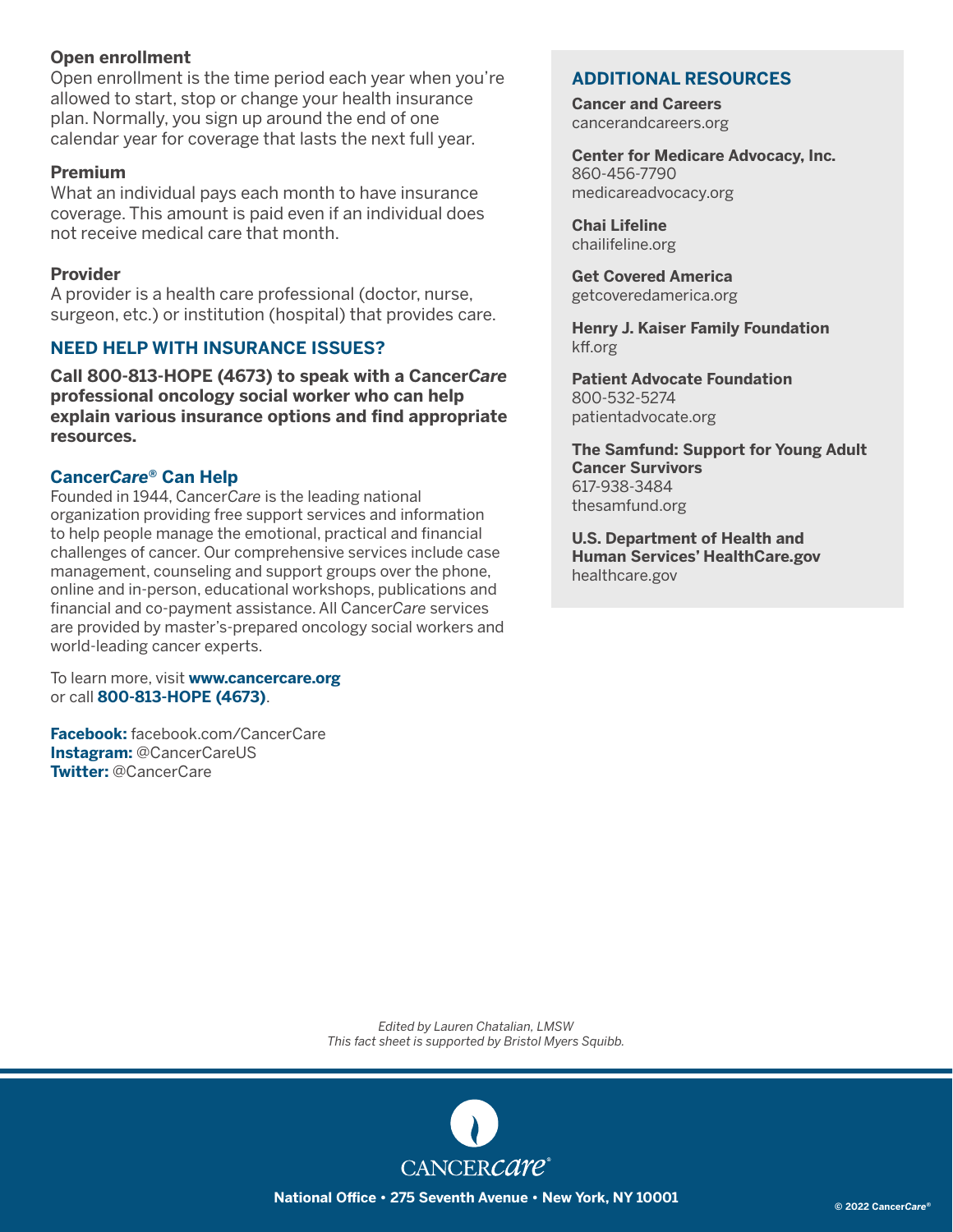**Open enrollment**
Open enrollment is the time period each year when you're allowed to start, stop or change your health insurance plan. Normally, you sign up around the end of one calendar year for coverage that lasts the next full year.

**Premium**
What an individual pays each month to have insurance coverage. This amount is paid even if an individual does not receive medical care that month.

**Provider**
A provider is a health care professional (doctor, nurse, surgeon, etc.) or institution (hospital) that provides care.

## NEED HELP WITH INSURANCE ISSUES?

**Call 800-813-HOPE (4673) to speak with a Cancer*Care* professional oncology social worker who can help explain various insurance options and find appropriate resources.**

### Cancer*Care*® Can Help

Founded in 1944, Cancer*Care* is the leading national organization providing free support services and information to help people manage the emotional, practical and financial challenges of cancer. Our comprehensive services include case management, counseling and support groups over the phone, online and in-person, educational workshops, publications and financial and co-payment assistance. All Cancer*Care* services are provided by master's-prepared oncology social workers and world-leading cancer experts.

To learn more, visit **www.cancercare.org** or call **800-813-HOPE (4673)**.

**Facebook:** facebook.com/CancerCare
**Instagram:** @CancerCareUS
**Twitter:** @CancerCare

## ADDITIONAL RESOURCES

**Cancer and Careers**
cancerandcareers.org

**Center for Medicare Advocacy, Inc.**
860-456-7790
medicareadvocacy.org

**Chai Lifeline**
chailifeline.org

**Get Covered America**
getcoveredamerica.org

**Henry J. Kaiser Family Foundation**
kff.org

**Patient Advocate Foundation**
800-532-5274
patientadvocate.org

**The Samfund: Support for Young Adult Cancer Survivors**
617-938-3484
thesamfund.org

**U.S. Department of Health and Human Services' HealthCare.gov**
healthcare.gov

*Edited by Lauren Chatalian, LMSW*
*This fact sheet is supported by Bristol Myers Squibb.*

CANCER*care*®

**National Office • 275 Seventh Avenue • New York, NY 10001**

© 2022 CancerCare®